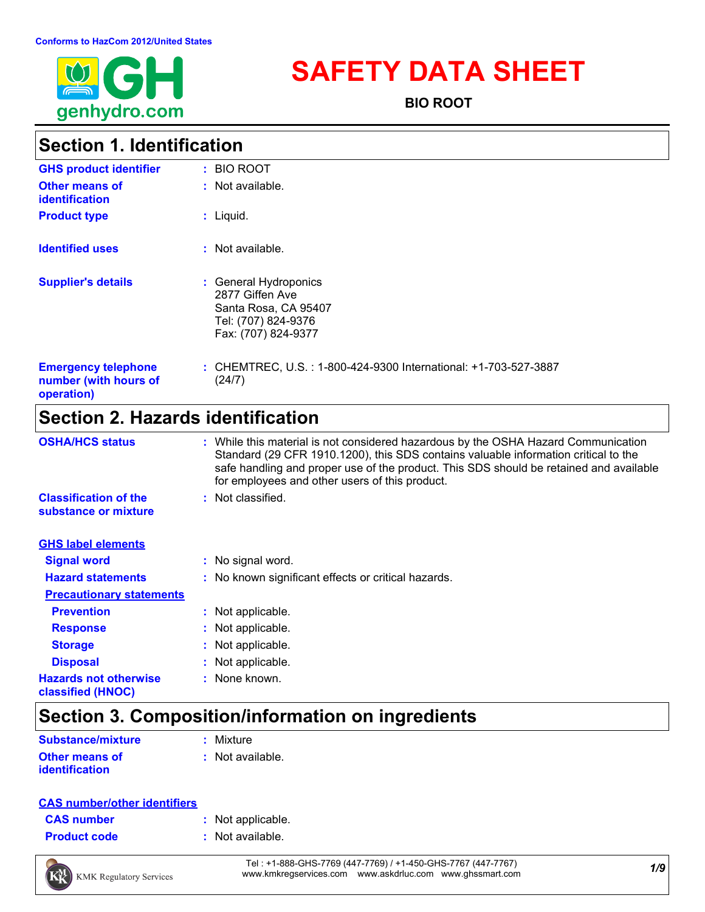Conforms to HazCom 2012/United States

genhydro.com

# SAFETY DATA SHEET

**BIO ROOT**

## Section 1. Identification

| | |
|---|---|
| **GHS product identifier** | : BIO ROOT |
| **Other means of identification** | : Not available. |
| **Product type** | : Liquid. |
| **Identified uses** | : Not available. |
| **Supplier's details** | : General Hydroponics<br>2877 Giffen Ave<br>Santa Rosa, CA 95407<br>Tel: (707) 824-9376<br>Fax: (707) 824-9377 |
| **Emergency telephone number (with hours of operation)** | : CHEMTREC, U.S. : 1-800-424-9300 International: +1-703-527-3887 (24/7) |

## Section 2. Hazards identification

| | |
|---|---|
| **OSHA/HCS status** | : While this material is not considered hazardous by the OSHA Hazard Communication Standard (29 CFR 1910.1200), this SDS contains valuable information critical to the safe handling and proper use of the product. This SDS should be retained and available for employees and other users of this product. |
| **Classification of the substance or mixture** | : Not classified. |

**GHS label elements**

| | |
|---|---|
| **Signal word** | : No signal word. |
| **Hazard statements** | : No known significant effects or critical hazards. |

**Precautionary statements**

| | |
|---|---|
| **Prevention** | : Not applicable. |
| **Response** | : Not applicable. |
| **Storage** | : Not applicable. |
| **Disposal** | : Not applicable. |
| **Hazards not otherwise classified (HNOC)** | : None known. |

## Section 3. Composition/information on ingredients

| | |
|---|---|
| **Substance/mixture** | : Mixture |
| **Other means of identification** | : Not available. |

**CAS number/other identifiers**

| | |
|---|---|
| **CAS number** | : Not applicable. |
| **Product code** | : Not available. |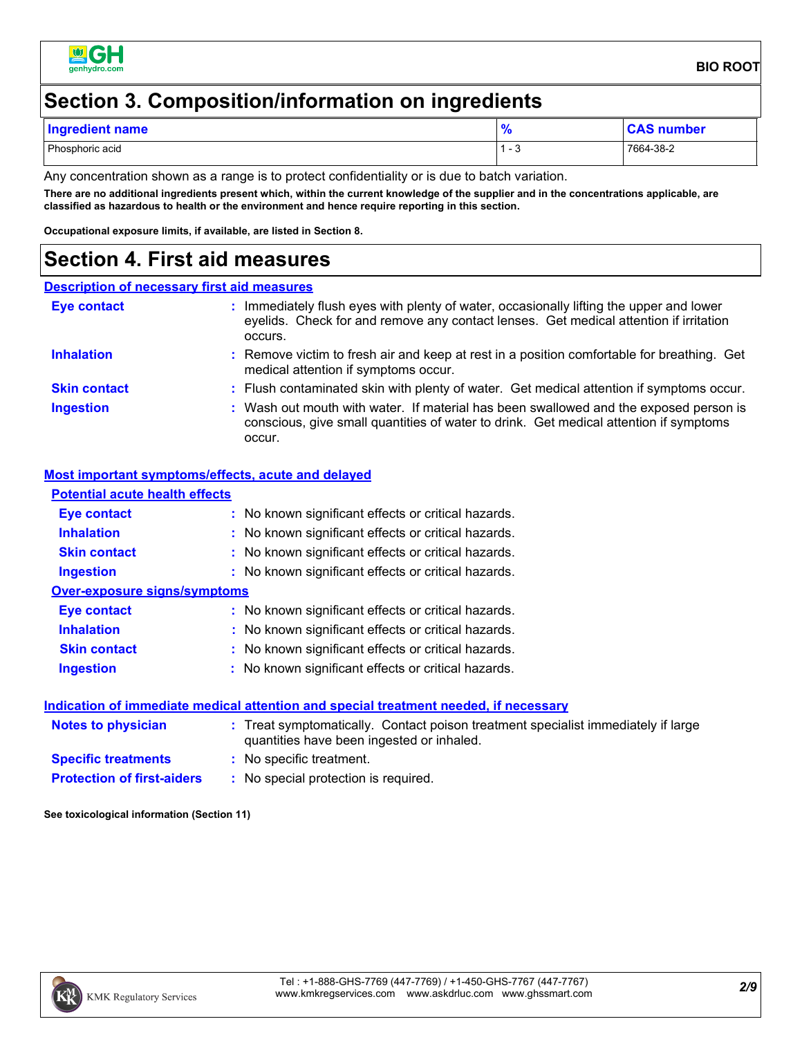## Section 3. Composition/information on ingredients

| Ingredient name | % | CAS number |
|---|---|---|
| Phosphoric acid | 1 - 3 | 7664-38-2 |

Any concentration shown as a range is to protect confidentiality or is due to batch variation.

**There are no additional ingredients present which, within the current knowledge of the supplier and in the concentrations applicable, are classified as hazardous to health or the environment and hence require reporting in this section.**

**Occupational exposure limits, if available, are listed in Section 8.**

## Section 4. First aid measures

### Description of necessary first aid measures

**Eye contact** : Immediately flush eyes with plenty of water, occasionally lifting the upper and lower eyelids. Check for and remove any contact lenses. Get medical attention if irritation occurs.

**Inhalation** : Remove victim to fresh air and keep at rest in a position comfortable for breathing. Get medical attention if symptoms occur.

**Skin contact** : Flush contaminated skin with plenty of water. Get medical attention if symptoms occur.

**Ingestion** : Wash out mouth with water. If material has been swallowed and the exposed person is conscious, give small quantities of water to drink. Get medical attention if symptoms occur.

### Most important symptoms/effects, acute and delayed

#### Potential acute health effects

**Eye contact** : No known significant effects or critical hazards.

**Inhalation** : No known significant effects or critical hazards.

**Skin contact** : No known significant effects or critical hazards.

**Ingestion** : No known significant effects or critical hazards.

#### Over-exposure signs/symptoms

**Eye contact** : No known significant effects or critical hazards.

**Inhalation** : No known significant effects or critical hazards.

**Skin contact** : No known significant effects or critical hazards.

**Ingestion** : No known significant effects or critical hazards.

### Indication of immediate medical attention and special treatment needed, if necessary

**Notes to physician** : Treat symptomatically. Contact poison treatment specialist immediately if large quantities have been ingested or inhaled.

**Specific treatments** : No specific treatment.

**Protection of first-aiders** : No special protection is required.

**See toxicological information (Section 11)**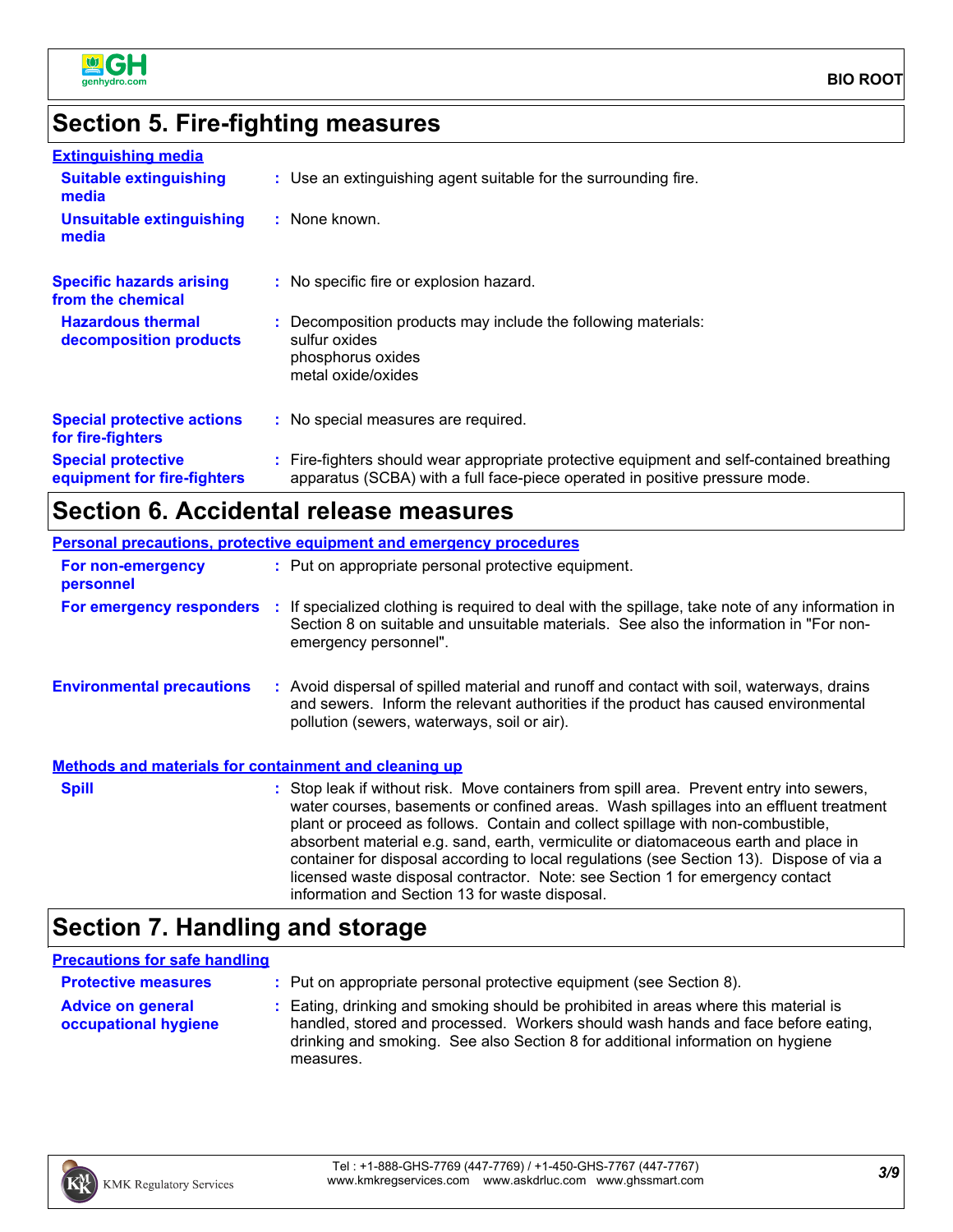## Section 5. Fire-fighting measures

**Extinguishing media**

**Suitable extinguishing media** : Use an extinguishing agent suitable for the surrounding fire.

**Unsuitable extinguishing media** : None known.

**Specific hazards arising from the chemical** : No specific fire or explosion hazard.

**Hazardous thermal decomposition products** : Decomposition products may include the following materials:
sulfur oxides
phosphorus oxides
metal oxide/oxides

**Special protective actions for fire-fighters** : No special measures are required.

**Special protective equipment for fire-fighters** : Fire-fighters should wear appropriate protective equipment and self-contained breathing apparatus (SCBA) with a full face-piece operated in positive pressure mode.

## Section 6. Accidental release measures

**Personal precautions, protective equipment and emergency procedures**

**For non-emergency personnel** : Put on appropriate personal protective equipment.

**For emergency responders** : If specialized clothing is required to deal with the spillage, take note of any information in Section 8 on suitable and unsuitable materials. See also the information in "For non-emergency personnel".

**Environmental precautions** : Avoid dispersal of spilled material and runoff and contact with soil, waterways, drains and sewers. Inform the relevant authorities if the product has caused environmental pollution (sewers, waterways, soil or air).

**Methods and materials for containment and cleaning up**

**Spill** : Stop leak if without risk. Move containers from spill area. Prevent entry into sewers, water courses, basements or confined areas. Wash spillages into an effluent treatment plant or proceed as follows. Contain and collect spillage with non-combustible, absorbent material e.g. sand, earth, vermiculite or diatomaceous earth and place in container for disposal according to local regulations (see Section 13). Dispose of via a licensed waste disposal contractor. Note: see Section 1 for emergency contact information and Section 13 for waste disposal.

## Section 7. Handling and storage

**Precautions for safe handling**

**Protective measures** : Put on appropriate personal protective equipment (see Section 8).

**Advice on general occupational hygiene** : Eating, drinking and smoking should be prohibited in areas where this material is handled, stored and processed. Workers should wash hands and face before eating, drinking and smoking. See also Section 8 for additional information on hygiene measures.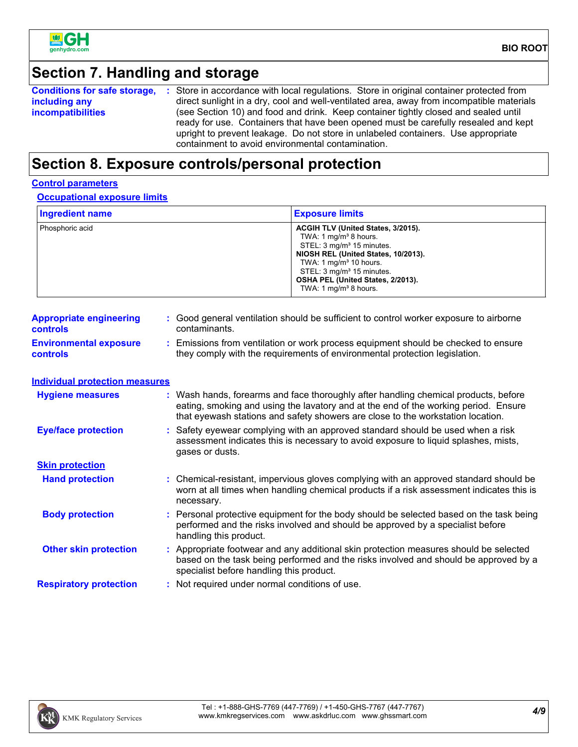## Section 7. Handling and storage

**Conditions for safe storage, including any incompatibilities** : Store in accordance with local regulations. Store in original container protected from direct sunlight in a dry, cool and well-ventilated area, away from incompatible materials (see Section 10) and food and drink. Keep container tightly closed and sealed until ready for use. Containers that have been opened must be carefully resealed and kept upright to prevent leakage. Do not store in unlabeled containers. Use appropriate containment to avoid environmental contamination.

## Section 8. Exposure controls/personal protection

### Control parameters

#### Occupational exposure limits

| Ingredient name | Exposure limits |
|---|---|
| Phosphoric acid | **ACGIH TLV (United States, 3/2015).**<br>TWA: 1 mg/m³ 8 hours.<br>STEL: 3 mg/m³ 15 minutes.<br>**NIOSH REL (United States, 10/2013).**<br>TWA: 1 mg/m³ 10 hours.<br>STEL: 3 mg/m³ 15 minutes.<br>**OSHA PEL (United States, 2/2013).**<br>TWA: 1 mg/m³ 8 hours. |

**Appropriate engineering controls** : Good general ventilation should be sufficient to control worker exposure to airborne contaminants.

**Environmental exposure controls** : Emissions from ventilation or work process equipment should be checked to ensure they comply with the requirements of environmental protection legislation.

### Individual protection measures

**Hygiene measures** : Wash hands, forearms and face thoroughly after handling chemical products, before eating, smoking and using the lavatory and at the end of the working period. Ensure that eyewash stations and safety showers are close to the workstation location.

**Eye/face protection** : Safety eyewear complying with an approved standard should be used when a risk assessment indicates this is necessary to avoid exposure to liquid splashes, mists, gases or dusts.

#### Skin protection

**Hand protection** : Chemical-resistant, impervious gloves complying with an approved standard should be worn at all times when handling chemical products if a risk assessment indicates this is necessary.

**Body protection** : Personal protective equipment for the body should be selected based on the task being performed and the risks involved and should be approved by a specialist before handling this product.

**Other skin protection** : Appropriate footwear and any additional skin protection measures should be selected based on the task being performed and the risks involved and should be approved by a specialist before handling this product.

**Respiratory protection** : Not required under normal conditions of use.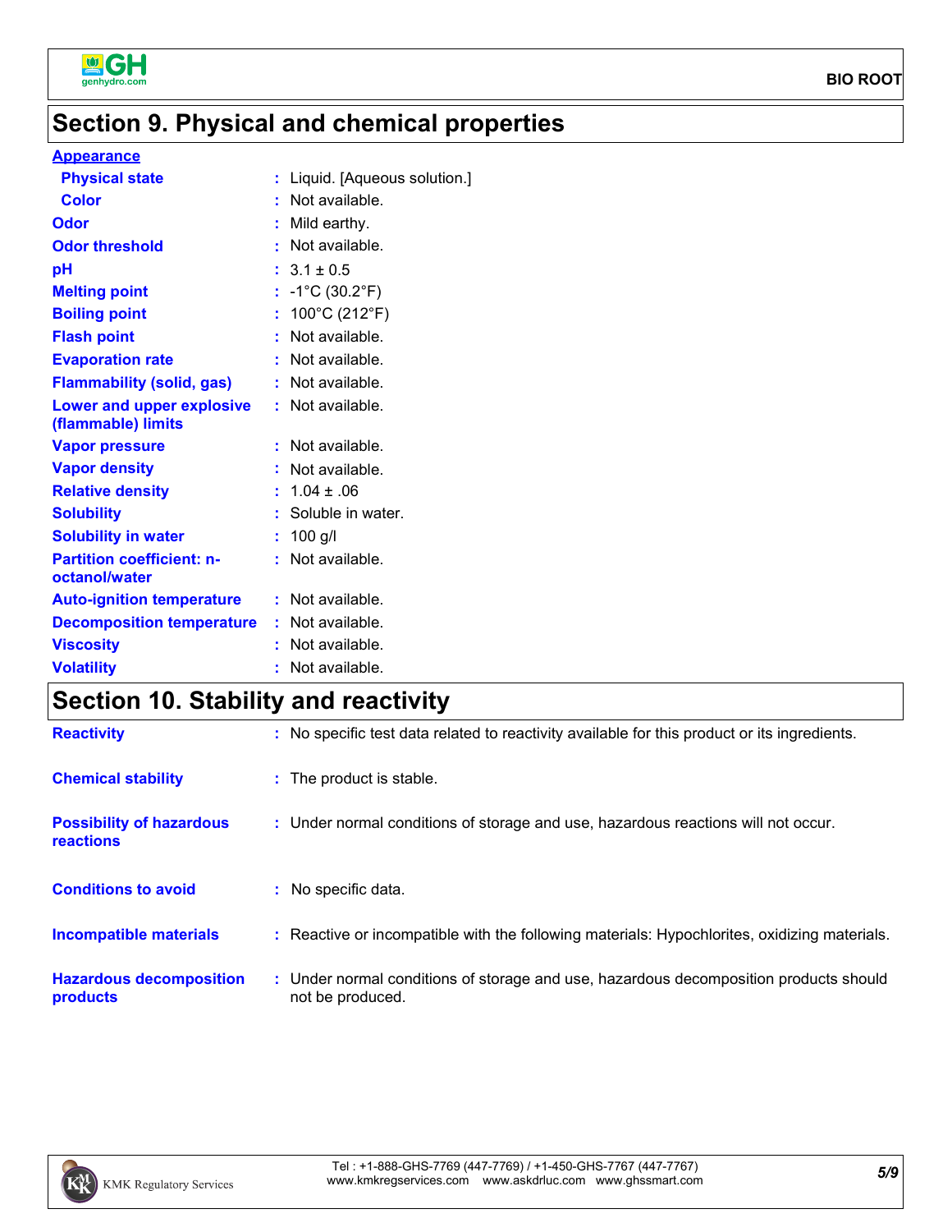## Section 9. Physical and chemical properties

**Appearance**

| Property | Value |
|---|---|
| Physical state | Liquid. [Aqueous solution.] |
| Color | Not available. |
| Odor | Mild earthy. |
| Odor threshold | Not available. |
| pH | 3.1 ± 0.5 |
| Melting point | -1°C (30.2°F) |
| Boiling point | 100°C (212°F) |
| Flash point | Not available. |
| Evaporation rate | Not available. |
| Flammability (solid, gas) | Not available. |
| Lower and upper explosive (flammable) limits | Not available. |
| Vapor pressure | Not available. |
| Vapor density | Not available. |
| Relative density | 1.04 ± .06 |
| Solubility | Soluble in water. |
| Solubility in water | 100 g/l |
| Partition coefficient: n-octanol/water | Not available. |
| Auto-ignition temperature | Not available. |
| Decomposition temperature | Not available. |
| Viscosity | Not available. |
| Volatility | Not available. |

## Section 10. Stability and reactivity

| Property | Value |
|---|---|
| Reactivity | No specific test data related to reactivity available for this product or its ingredients. |
| Chemical stability | The product is stable. |
| Possibility of hazardous reactions | Under normal conditions of storage and use, hazardous reactions will not occur. |
| Conditions to avoid | No specific data. |
| Incompatible materials | Reactive or incompatible with the following materials: Hypochlorites, oxidizing materials. |
| Hazardous decomposition products | Under normal conditions of storage and use, hazardous decomposition products should not be produced. |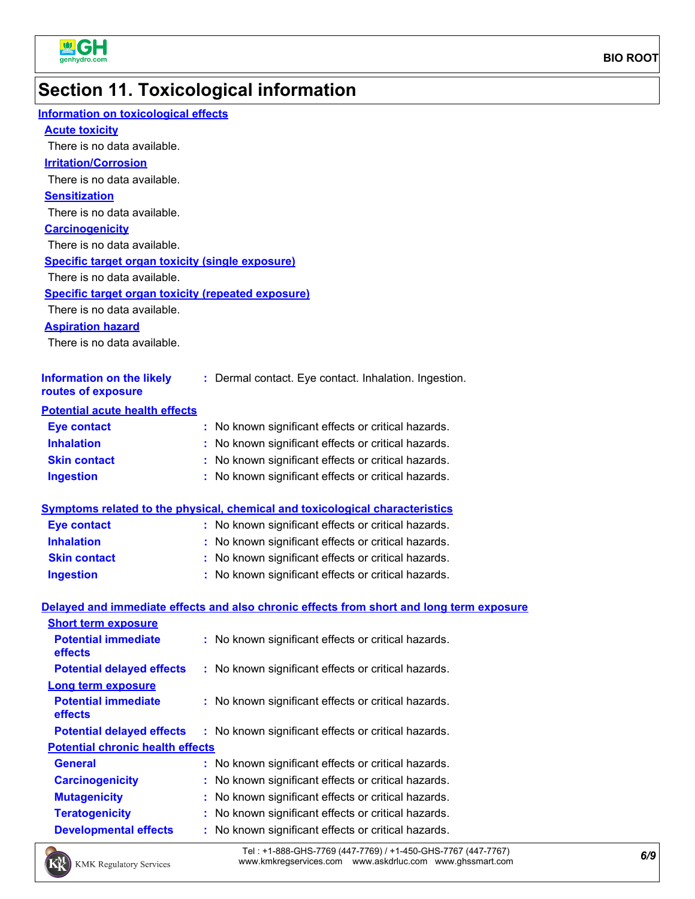# Section 11. Toxicological information

## Information on toxicological effects

### Acute toxicity

There is no data available.

### Irritation/Corrosion

There is no data available.

### Sensitization

There is no data available.

### Carcinogenicity

There is no data available.

### Specific target organ toxicity (single exposure)

There is no data available.

### Specific target organ toxicity (repeated exposure)

There is no data available.

### Aspiration hazard

There is no data available.

**Information on the likely routes of exposure** : Dermal contact. Eye contact. Inhalation. Ingestion.

### Potential acute health effects

**Eye contact** : No known significant effects or critical hazards.

**Inhalation** : No known significant effects or critical hazards.

**Skin contact** : No known significant effects or critical hazards.

**Ingestion** : No known significant effects or critical hazards.

### Symptoms related to the physical, chemical and toxicological characteristics

**Eye contact** : No known significant effects or critical hazards.

**Inhalation** : No known significant effects or critical hazards.

**Skin contact** : No known significant effects or critical hazards.

**Ingestion** : No known significant effects or critical hazards.

### Delayed and immediate effects and also chronic effects from short and long term exposure

#### Short term exposure

**Potential immediate effects** : No known significant effects or critical hazards.

**Potential delayed effects** : No known significant effects or critical hazards.

#### Long term exposure

**Potential immediate effects** : No known significant effects or critical hazards.

**Potential delayed effects** : No known significant effects or critical hazards.

#### Potential chronic health effects

**General** : No known significant effects or critical hazards.

**Carcinogenicity** : No known significant effects or critical hazards.

**Mutagenicity** : No known significant effects or critical hazards.

**Teratogenicity** : No known significant effects or critical hazards.

**Developmental effects** : No known significant effects or critical hazards.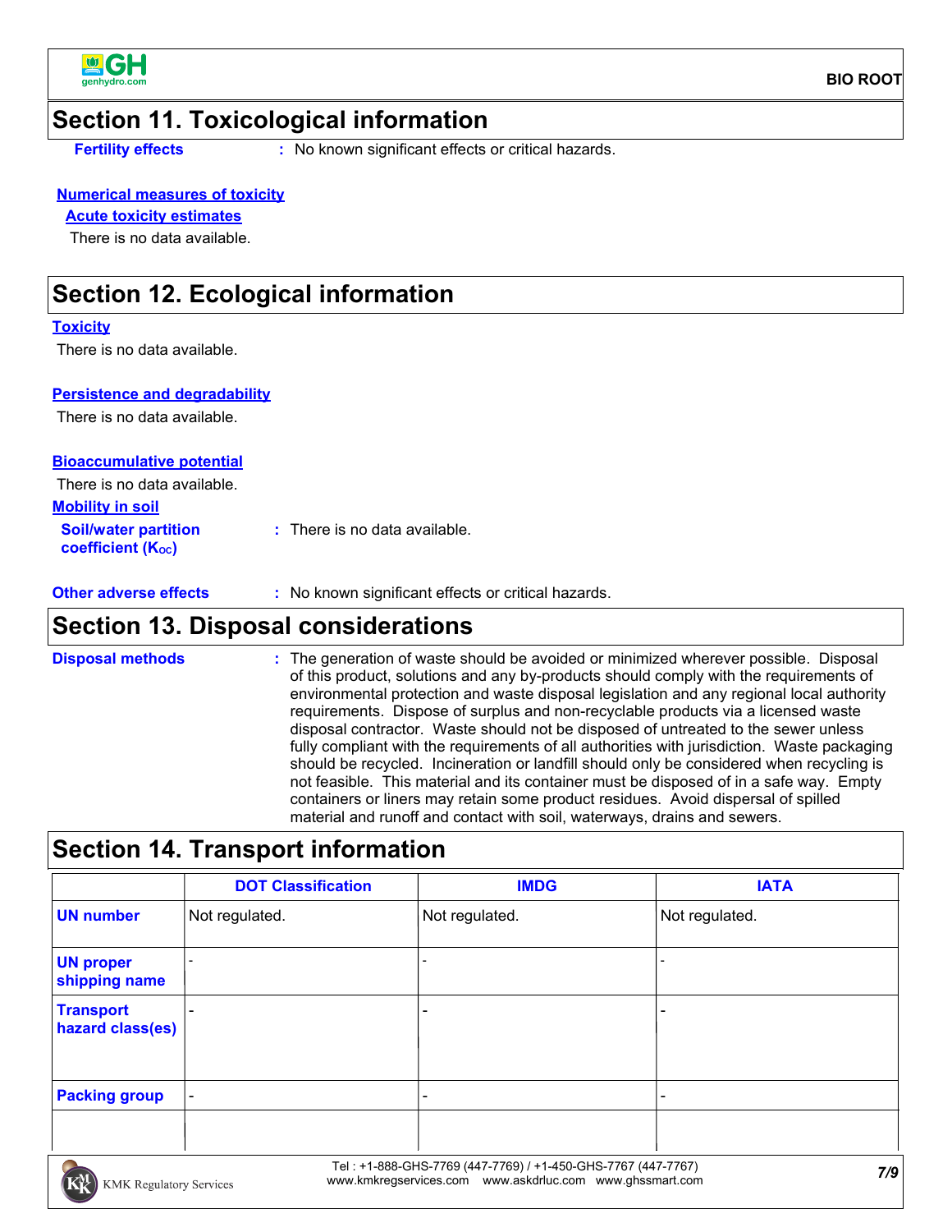## Section 11. Toxicological information

**Fertility effects** : No known significant effects or critical hazards.

**Numerical measures of toxicity**

**Acute toxicity estimates**

There is no data available.

## Section 12. Ecological information

**Toxicity**

There is no data available.

**Persistence and degradability**

There is no data available.

**Bioaccumulative potential**

There is no data available.

**Mobility in soil**

**Soil/water partition coefficient ($K_{OC}$)** : There is no data available.

**Other adverse effects** : No known significant effects or critical hazards.

## Section 13. Disposal considerations

**Disposal methods** : The generation of waste should be avoided or minimized wherever possible. Disposal of this product, solutions and any by-products should comply with the requirements of environmental protection and waste disposal legislation and any regional local authority requirements. Dispose of surplus and non-recyclable products via a licensed waste disposal contractor. Waste should not be disposed of untreated to the sewer unless fully compliant with the requirements of all authorities with jurisdiction. Waste packaging should be recycled. Incineration or landfill should only be considered when recycling is not feasible. This material and its container must be disposed of in a safe way. Empty containers or liners may retain some product residues. Avoid dispersal of spilled material and runoff and contact with soil, waterways, drains and sewers.

## Section 14. Transport information

| | DOT Classification | IMDG | IATA |
|---|---|---|---|
| UN number | Not regulated. | Not regulated. | Not regulated. |
| UN proper shipping name | - | - | - |
| Transport hazard class(es) | - | - | - |
| Packing group | - | - | - |
| | | | |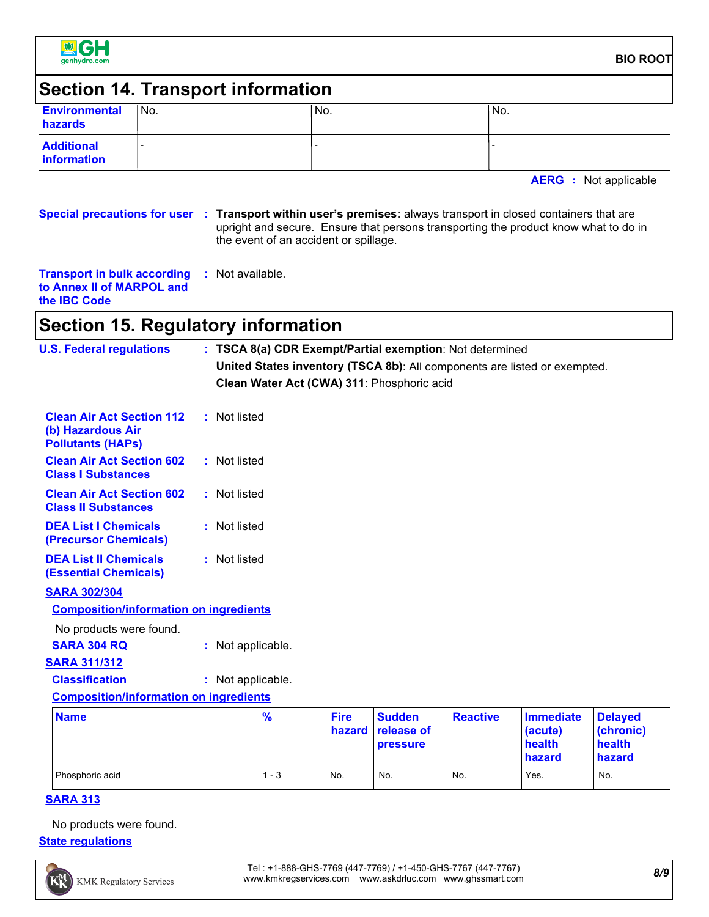## Section 14. Transport information

| | | | |
|---|---|---|---|
| **Environmental hazards** | No. | No. | No. |
| **Additional information** | - | - | - |

**AERG** : Not applicable

**Special precautions for user** : **Transport within user's premises:** always transport in closed containers that are upright and secure. Ensure that persons transporting the product know what to do in the event of an accident or spillage.

**Transport in bulk according to Annex II of MARPOL and the IBC Code** : Not available.

## Section 15. Regulatory information

**U.S. Federal regulations** : **TSCA 8(a) CDR Exempt/Partial exemption**: Not determined

**United States inventory (TSCA 8b)**: All components are listed or exempted.

**Clean Water Act (CWA) 311**: Phosphoric acid

**Clean Air Act Section 112 (b) Hazardous Air Pollutants (HAPs)** : Not listed

**Clean Air Act Section 602 Class I Substances** : Not listed

**Clean Air Act Section 602 Class II Substances** : Not listed

**DEA List I Chemicals (Precursor Chemicals)** : Not listed

**DEA List II Chemicals (Essential Chemicals)** : Not listed

**SARA 302/304**

**Composition/information on ingredients**

No products were found.

**SARA 304 RQ** : Not applicable.

**SARA 311/312**

**Classification** : Not applicable.

**Composition/information on ingredients**

| Name | % | Fire hazard | Sudden release of pressure | Reactive | Immediate (acute) health hazard | Delayed (chronic) health hazard |
|---|---|---|---|---|---|---|
| Phosphoric acid | 1 - 3 | No. | No. | No. | Yes. | No. |

**SARA 313**

No products were found.

**State regulations**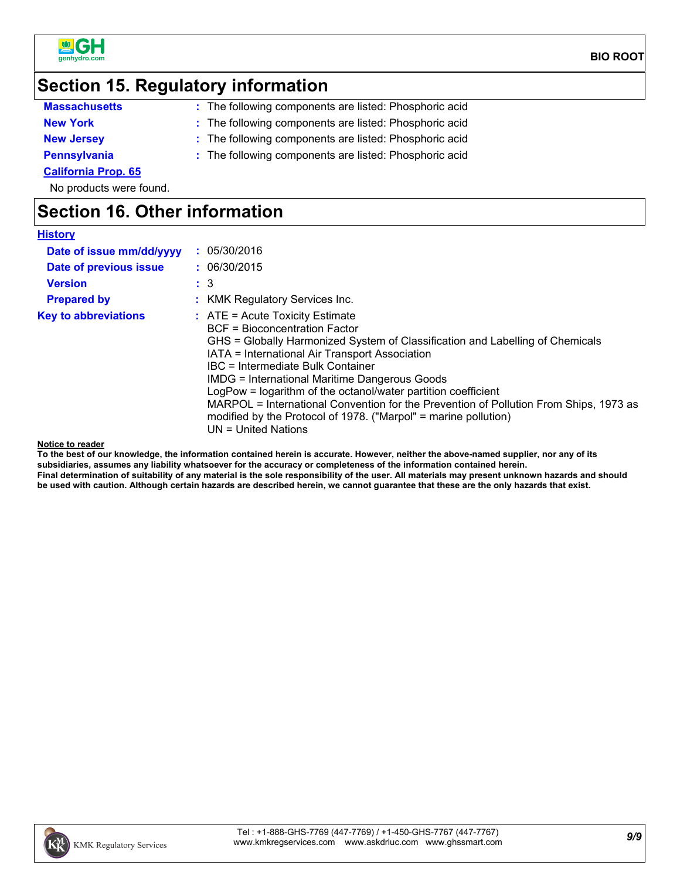## Section 15. Regulatory information

| | |
|---|---|
| **Massachusetts** | : The following components are listed: Phosphoric acid |
| **New York** | : The following components are listed: Phosphoric acid |
| **New Jersey** | : The following components are listed: Phosphoric acid |
| **Pennsylvania** | : The following components are listed: Phosphoric acid |

**California Prop. 65**

No products were found.

## Section 16. Other information

**History**

| | |
|---|---|
| **Date of issue mm/dd/yyyy** | : 05/30/2016 |
| **Date of previous issue** | : 06/30/2015 |
| **Version** | : 3 |
| **Prepared by** | : KMK Regulatory Services Inc. |

**Key to abbreviations** : ATE = Acute Toxicity Estimate
BCF = Bioconcentration Factor
GHS = Globally Harmonized System of Classification and Labelling of Chemicals
IATA = International Air Transport Association
IBC = Intermediate Bulk Container
IMDG = International Maritime Dangerous Goods
LogPow = logarithm of the octanol/water partition coefficient
MARPOL = International Convention for the Prevention of Pollution From Ships, 1973 as modified by the Protocol of 1978. ("Marpol" = marine pollution)
UN = United Nations

**Notice to reader**

**To the best of our knowledge, the information contained herein is accurate. However, neither the above-named supplier, nor any of its subsidiaries, assumes any liability whatsoever for the accuracy or completeness of the information contained herein.**
**Final determination of suitability of any material is the sole responsibility of the user. All materials may present unknown hazards and should be used with caution. Although certain hazards are described herein, we cannot guarantee that these are the only hazards that exist.**